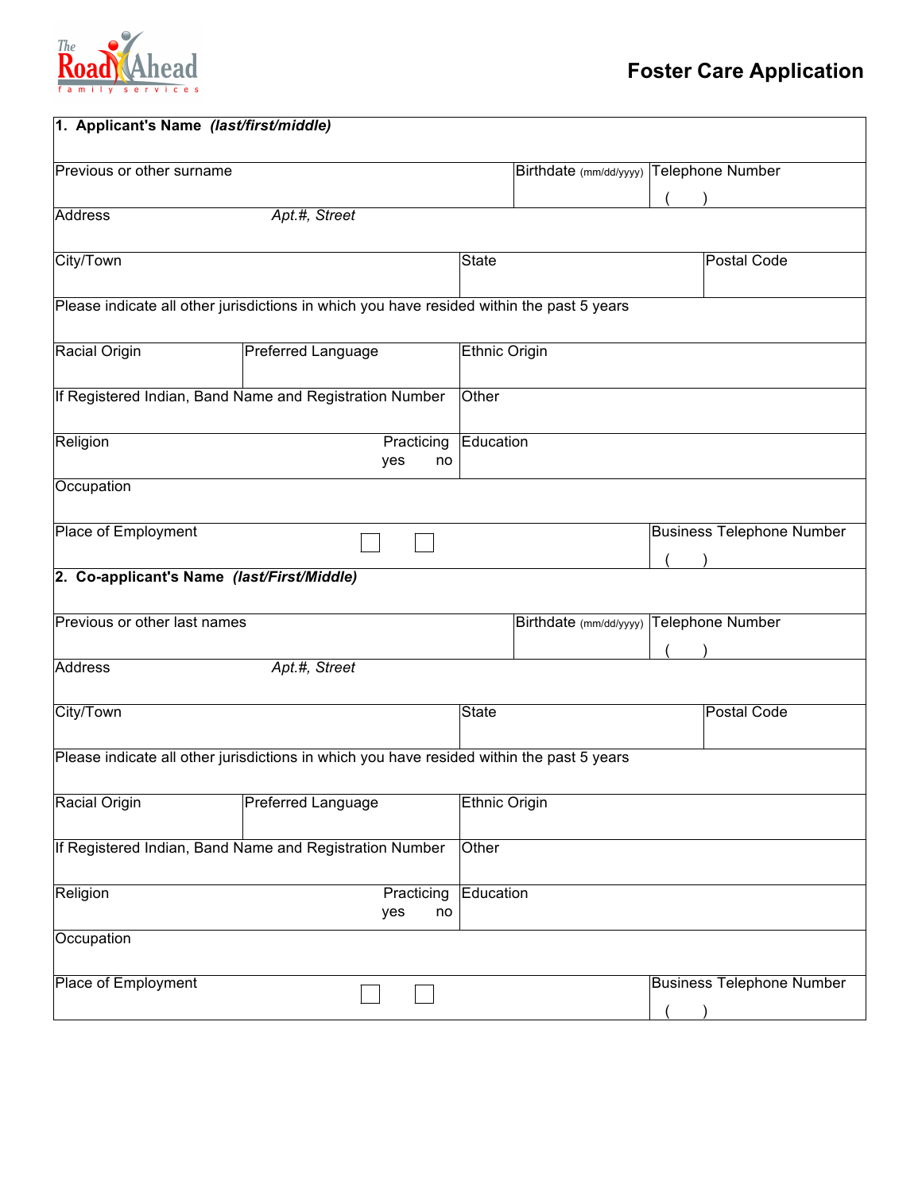The Road Ahead family services

# Foster Care Application

## 1. Applicant's Name *(last/first/middle)*

| | | |
|---|---|---|
| Previous or other surname | Birthdate (mm/dd/yyyy) | Telephone Number ( ) |
| Address *Apt.#, Street* | | |
| City/Town | State | Postal Code |
| Please indicate all other jurisdictions in which you have resided within the past 5 years | | |
| Racial Origin | Preferred Language | Ethnic Origin |
| If Registered Indian, Band Name and Registration Number | Other | |
| Religion — Practicing yes ☐ no ☐ | Education | |
| Occupation | | |
| Place of Employment | | Business Telephone Number ( ) |

## 2. Co-applicant's Name *(last/First/Middle)*

| | | |
|---|---|---|
| Previous or other last names | Birthdate (mm/dd/yyyy) | Telephone Number ( ) |
| Address *Apt.#, Street* | | |
| City/Town | State | Postal Code |
| Please indicate all other jurisdictions in which you have resided within the past 5 years | | |
| Racial Origin | Preferred Language | Ethnic Origin |
| If Registered Indian, Band Name and Registration Number | Other | |
| Religion — Practicing yes ☐ no ☐ | Education | |
| Occupation | | |
| Place of Employment | | Business Telephone Number ( ) |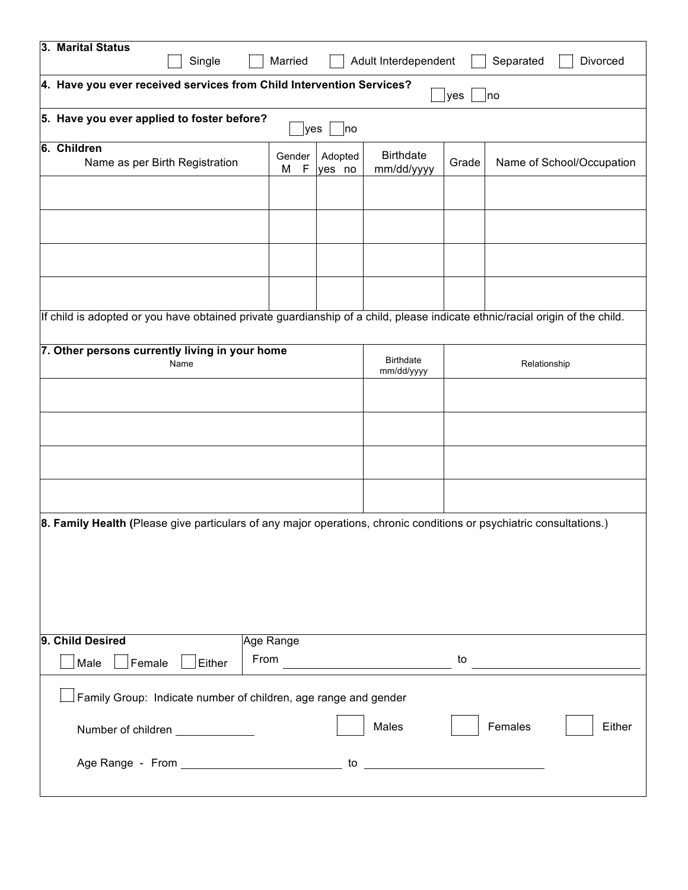**3. Marital Status**

☐ Single ☐ Married ☐ Adult Interdependent ☐ Separated ☐ Divorced

**4. Have you ever received services from Child Intervention Services?**

☐ yes ☐ no

**5. Have you ever applied to foster before?**

☐ yes ☐ no

| **6. Children** Name as per Birth Registration | Gender M F | Adopted yes no | Birthdate mm/dd/yyyy | Grade | Name of School/Occupation |
|---|---|---|---|---|---|
| | | | | | |
| | | | | | |
| | | | | | |
| | | | | | |

If child is adopted or you have obtained private guardianship of a child, please indicate ethnic/racial origin of the child.

| **7. Other persons currently living in your home** Name | Birthdate mm/dd/yyyy | Relationship |
|---|---|---|
| | | |
| | | |
| | | |
| | | |

**8. Family Health (**Please give particulars of any major operations, chronic conditions or psychiatric consultations.)

**9. Child Desired**

☐ Male ☐ Female ☐ Either

Age Range

From ____________________ to ____________________

☐ Family Group: Indicate number of children, age range and gender

Number of children __________ ☐ Males ☐ Females ☐ Either

Age Range - From ____________________ to ____________________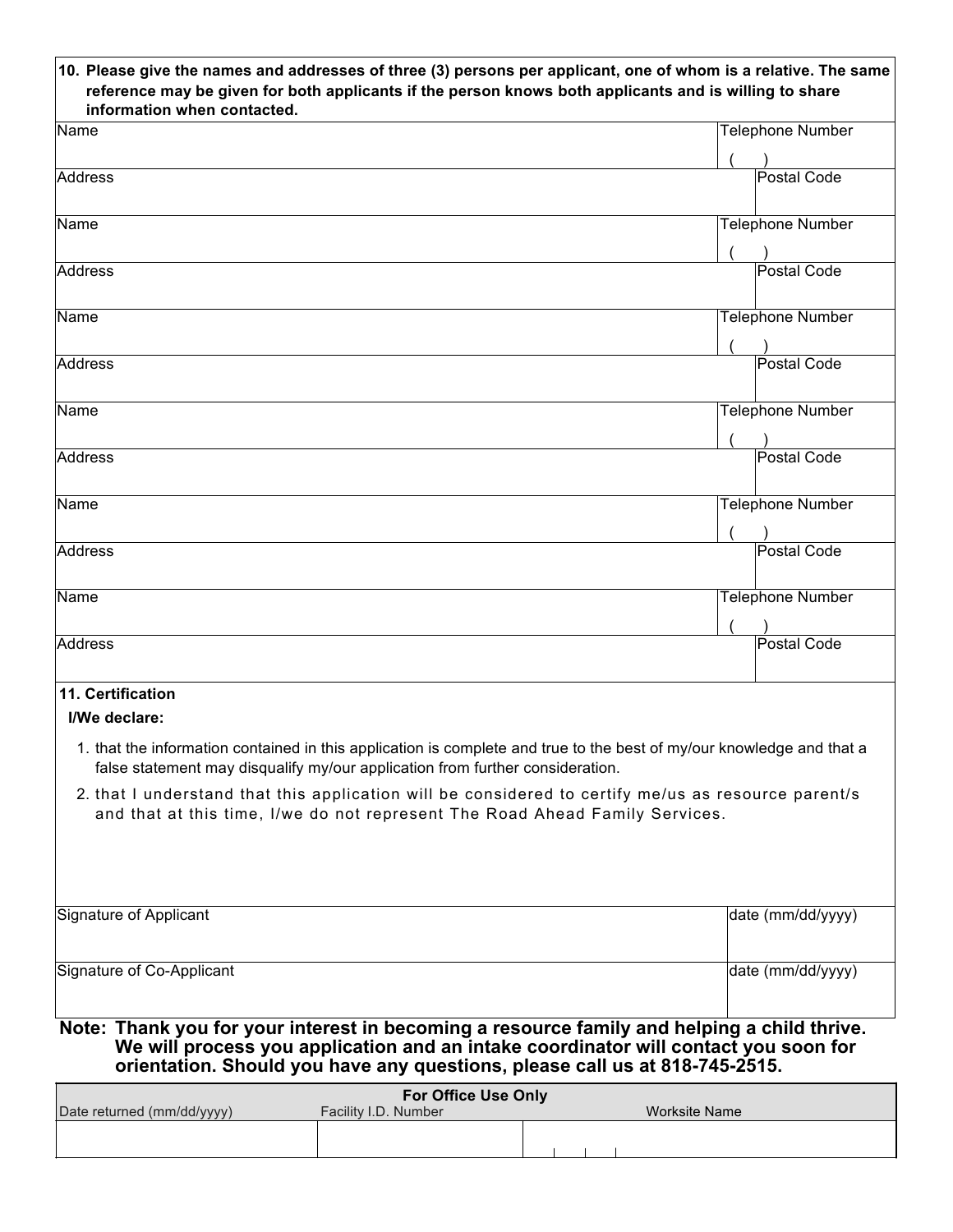**10. Please give the names and addresses of three (3) persons per applicant, one of whom is a relative. The same reference may be given for both applicants if the person knows both applicants and is willing to share information when contacted.**

| | |
|---|---|
| Name | Telephone Number ( ) |
| Address | Postal Code |
| Name | Telephone Number ( ) |
| Address | Postal Code |
| Name | Telephone Number ( ) |
| Address | Postal Code |
| Name | Telephone Number ( ) |
| Address | Postal Code |
| Name | Telephone Number ( ) |
| Address | Postal Code |
| Name | Telephone Number ( ) |
| Address | Postal Code |

**11. Certification**

**I/We declare:**

1. that the information contained in this application is complete and true to the best of my/our knowledge and that a false statement may disqualify my/our application from further consideration.
2. that I understand that this application will be considered to certify me/us as resource parent/s and that at this time, I/we do not represent The Road Ahead Family Services.

| | |
|---|---|
| Signature of Applicant | date (mm/dd/yyyy) |
| Signature of Co-Applicant | date (mm/dd/yyyy) |

**Note: Thank you for your interest in becoming a resource family and helping a child thrive. We will process you application and an intake coordinator will contact you soon for orientation. Should you have any questions, please call us at 818-745-2515.**

**For Office Use Only**

| Date returned (mm/dd/yyyy) | Facility I.D. Number | Worksite Name |
|---|---|---|
| | | |